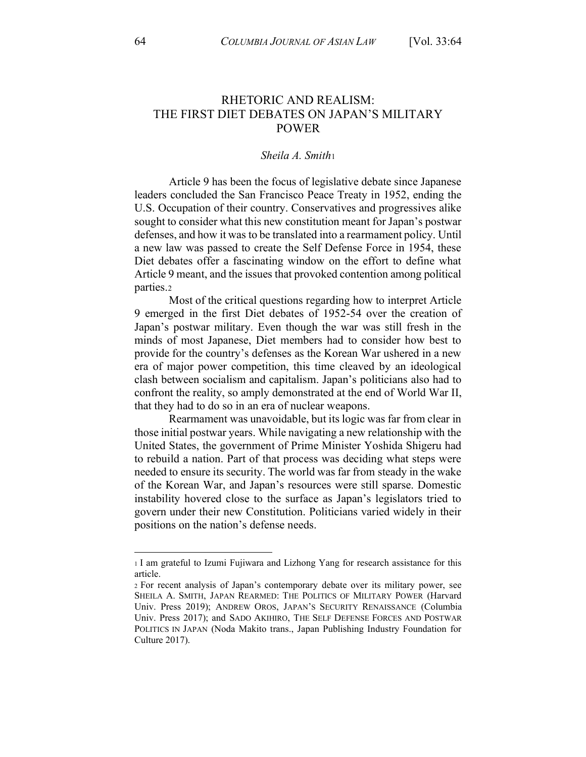# RHETORIC AND REALISM: THE FIRST DIET DEBATES ON JAPAN'S MILITARY POWER

*Sheila A. Smith*[1]

Article 9 has been the focus of legislative debate since Japanese leaders concluded the San Francisco Peace Treaty in 1952, ending the U.S. Occupation of their country. Conservatives and progressives alike sought to consider what this new constitution meant for Japan's postwar defenses, and how it was to be translated into a rearmament policy. Until a new law was passed to create the Self Defense Force in 1954, these Diet debates offer a fascinating window on the effort to define what Article 9 meant, and the issues that provoked contention among political parties.[2]

Most of the critical questions regarding how to interpret Article 9 emerged in the first Diet debates of 1952-54 over the creation of Japan's postwar military. Even though the war was still fresh in the minds of most Japanese, Diet members had to consider how best to provide for the country's defenses as the Korean War ushered in a new era of major power competition, this time cleaved by an ideological clash between socialism and capitalism. Japan's politicians also had to confront the reality, so amply demonstrated at the end of World War II, that they had to do so in an era of nuclear weapons.

Rearmament was unavoidable, but its logic was far from clear in those initial postwar years. While navigating a new relationship with the United States, the government of Prime Minister Yoshida Shigeru had to rebuild a nation. Part of that process was deciding what steps were needed to ensure its security. The world was far from steady in the wake of the Korean War, and Japan's resources were still sparse. Domestic instability hovered close to the surface as Japan's legislators tried to govern under their new Constitution. Politicians varied widely in their positions on the nation's defense needs.

---

[1] I am grateful to Izumi Fujiwara and Lizhong Yang for research assistance for this article.

[2] For recent analysis of Japan's contemporary debate over its military power, see SHEILA A. SMITH, JAPAN REARMED: THE POLITICS OF MILITARY POWER (Harvard Univ. Press 2019); ANDREW OROS, JAPAN'S SECURITY RENAISSANCE (Columbia Univ. Press 2017); and SADO AKIHIRO, THE SELF DEFENSE FORCES AND POSTWAR POLITICS IN JAPAN (Noda Makito trans., Japan Publishing Industry Foundation for Culture 2017).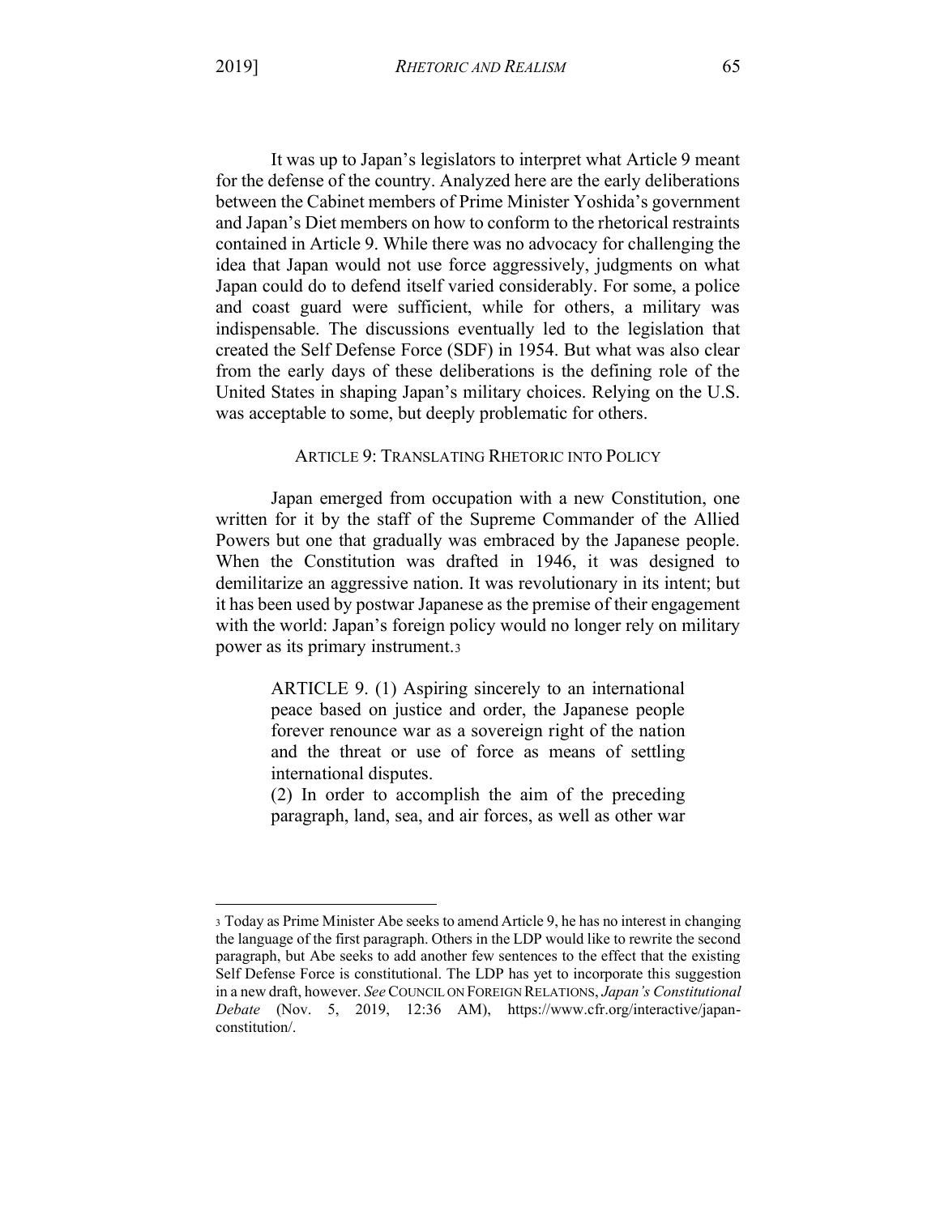It was up to Japan's legislators to interpret what Article 9 meant for the defense of the country. Analyzed here are the early deliberations between the Cabinet members of Prime Minister Yoshida's government and Japan's Diet members on how to conform to the rhetorical restraints contained in Article 9. While there was no advocacy for challenging the idea that Japan would not use force aggressively, judgments on what Japan could do to defend itself varied considerably. For some, a police and coast guard were sufficient, while for others, a military was indispensable. The discussions eventually led to the legislation that created the Self Defense Force (SDF) in 1954. But what was also clear from the early days of these deliberations is the defining role of the United States in shaping Japan's military choices. Relying on the U.S. was acceptable to some, but deeply problematic for others.

## ARTICLE 9: TRANSLATING RHETORIC INTO POLICY

Japan emerged from occupation with a new Constitution, one written for it by the staff of the Supreme Commander of the Allied Powers but one that gradually was embraced by the Japanese people. When the Constitution was drafted in 1946, it was designed to demilitarize an aggressive nation. It was revolutionary in its intent; but it has been used by postwar Japanese as the premise of their engagement with the world: Japan's foreign policy would no longer rely on military power as its primary instrument.[3]

> ARTICLE 9. (1) Aspiring sincerely to an international peace based on justice and order, the Japanese people forever renounce war as a sovereign right of the nation and the threat or use of force as means of settling international disputes.
>
> (2) In order to accomplish the aim of the preceding paragraph, land, sea, and air forces, as well as other war

---

[3] Today as Prime Minister Abe seeks to amend Article 9, he has no interest in changing the language of the first paragraph. Others in the LDP would like to rewrite the second paragraph, but Abe seeks to add another few sentences to the effect that the existing Self Defense Force is constitutional. The LDP has yet to incorporate this suggestion in a new draft, however. *See* COUNCIL ON FOREIGN RELATIONS, *Japan's Constitutional Debate* (Nov. 5, 2019, 12:36 AM), https://www.cfr.org/interactive/japan-constitution/.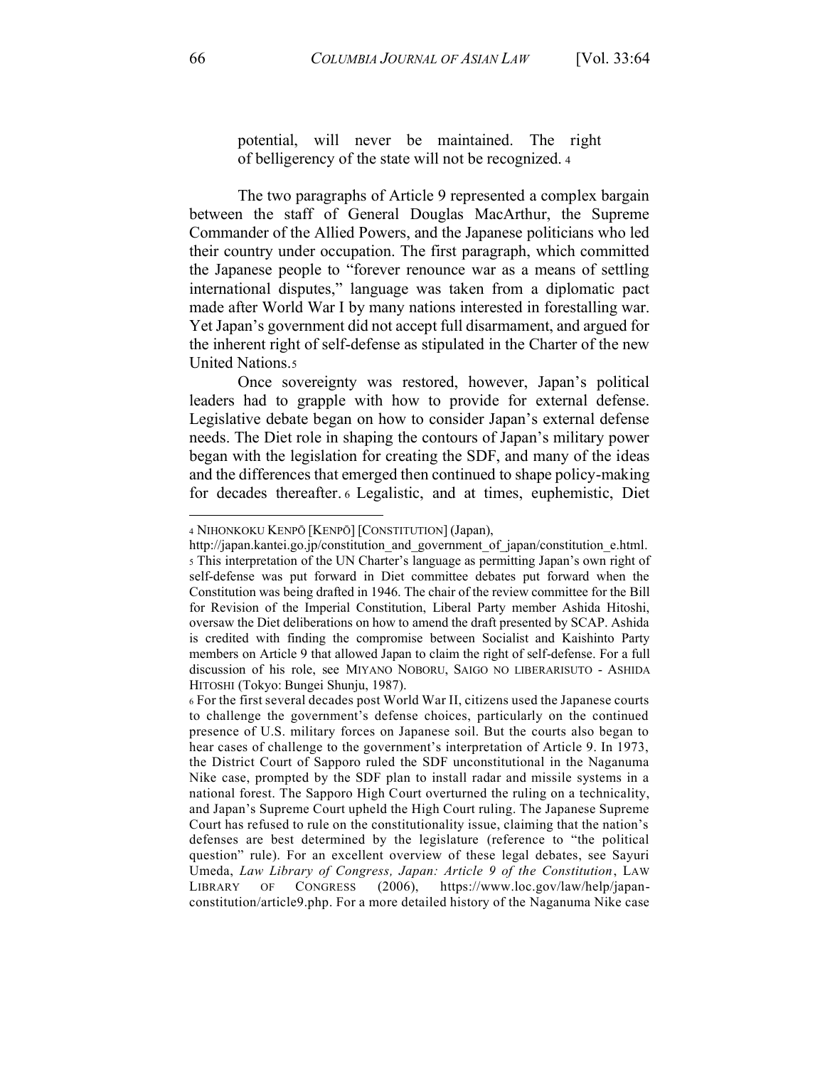> potential, will never be maintained. The right of belligerency of the state will not be recognized.[4]

The two paragraphs of Article 9 represented a complex bargain between the staff of General Douglas MacArthur, the Supreme Commander of the Allied Powers, and the Japanese politicians who led their country under occupation. The first paragraph, which committed the Japanese people to "forever renounce war as a means of settling international disputes," language was taken from a diplomatic pact made after World War I by many nations interested in forestalling war. Yet Japan's government did not accept full disarmament, and argued for the inherent right of self-defense as stipulated in the Charter of the new United Nations.[5]

Once sovereignty was restored, however, Japan's political leaders had to grapple with how to provide for external defense. Legislative debate began on how to consider Japan's external defense needs. The Diet role in shaping the contours of Japan's military power began with the legislation for creating the SDF, and many of the ideas and the differences that emerged then continued to shape policy-making for decades thereafter.[6] Legalistic, and at times, euphemistic, Diet

---

[4] NIHONKOKU KENPŌ [KENPŌ] [CONSTITUTION] (Japan), http://japan.kantei.go.jp/constitution_and_government_of_japan/constitution_e.html.

[5] This interpretation of the UN Charter's language as permitting Japan's own right of self-defense was put forward in Diet committee debates put forward when the Constitution was being drafted in 1946. The chair of the review committee for the Bill for Revision of the Imperial Constitution, Liberal Party member Ashida Hitoshi, oversaw the Diet deliberations on how to amend the draft presented by SCAP. Ashida is credited with finding the compromise between Socialist and Kaishinto Party members on Article 9 that allowed Japan to claim the right of self-defense. For a full discussion of his role, see MIYANO NOBORU, SAIGO NO LIBERARISUTO - ASHIDA HITOSHI (Tokyo: Bungei Shunju, 1987).

[6] For the first several decades post World War II, citizens used the Japanese courts to challenge the government's defense choices, particularly on the continued presence of U.S. military forces on Japanese soil. But the courts also began to hear cases of challenge to the government's interpretation of Article 9. In 1973, the District Court of Sapporo ruled the SDF unconstitutional in the Naganuma Nike case, prompted by the SDF plan to install radar and missile systems in a national forest. The Sapporo High Court overturned the ruling on a technicality, and Japan's Supreme Court upheld the High Court ruling. The Japanese Supreme Court has refused to rule on the constitutionality issue, claiming that the nation's defenses are best determined by the legislature (reference to "the political question" rule). For an excellent overview of these legal debates, see Sayuri Umeda, *Law Library of Congress, Japan: Article 9 of the Constitution*, LAW LIBRARY OF CONGRESS (2006), https://www.loc.gov/law/help/japan-constitution/article9.php. For a more detailed history of the Naganuma Nike case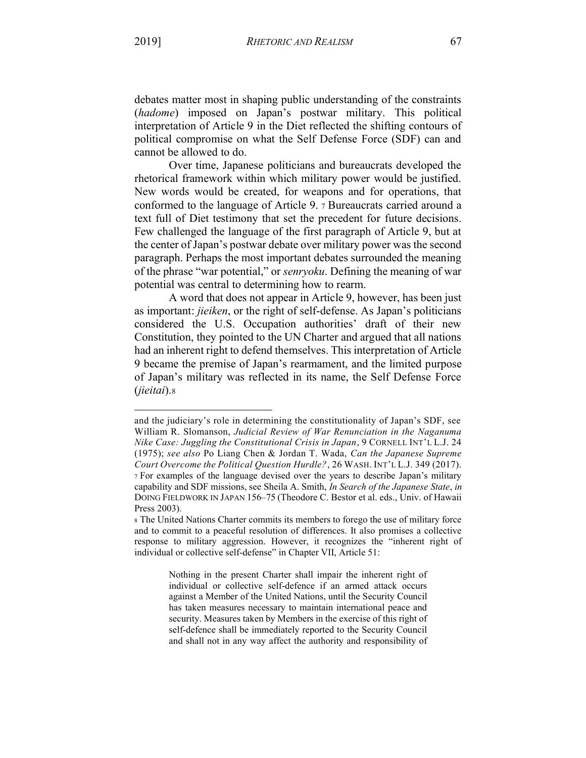debates matter most in shaping public understanding of the constraints (*hadome*) imposed on Japan's postwar military. This political interpretation of Article 9 in the Diet reflected the shifting contours of political compromise on what the Self Defense Force (SDF) can and cannot be allowed to do.

Over time, Japanese politicians and bureaucrats developed the rhetorical framework within which military power would be justified. New words would be created, for weapons and for operations, that conformed to the language of Article 9. [7] Bureaucrats carried around a text full of Diet testimony that set the precedent for future decisions. Few challenged the language of the first paragraph of Article 9, but at the center of Japan's postwar debate over military power was the second paragraph. Perhaps the most important debates surrounded the meaning of the phrase "war potential," or *senryoku*. Defining the meaning of war potential was central to determining how to rearm.

A word that does not appear in Article 9, however, has been just as important: *jieiken*, or the right of self-defense. As Japan's politicians considered the U.S. Occupation authorities' draft of their new Constitution, they pointed to the UN Charter and argued that all nations had an inherent right to defend themselves. This interpretation of Article 9 became the premise of Japan's rearmament, and the limited purpose of Japan's military was reflected in its name, the Self Defense Force (*jieitai*).[8]

---

and the judiciary's role in determining the constitutionality of Japan's SDF, see William R. Slomanson, *Judicial Review of War Renunciation in the Naganuma Nike Case: Juggling the Constitutional Crisis in Japan*, 9 CORNELL INT'L L.J. 24 (1975); *see also* Po Liang Chen & Jordan T. Wada, *Can the Japanese Supreme Court Overcome the Political Question Hurdle?*, 26 WASH. INT'L L.J. 349 (2017).

[7] For examples of the language devised over the years to describe Japan's military capability and SDF missions, see Sheila A. Smith, *In Search of the Japanese State*, *in* DOING FIELDWORK IN JAPAN 156–75 (Theodore C. Bestor et al. eds., Univ. of Hawaii Press 2003).

[8] The United Nations Charter commits its members to forego the use of military force and to commit to a peaceful resolution of differences. It also promises a collective response to military aggression. However, it recognizes the "inherent right of individual or collective self-defense" in Chapter VII, Article 51:

> Nothing in the present Charter shall impair the inherent right of individual or collective self-defence if an armed attack occurs against a Member of the United Nations, until the Security Council has taken measures necessary to maintain international peace and security. Measures taken by Members in the exercise of this right of self-defence shall be immediately reported to the Security Council and shall not in any way affect the authority and responsibility of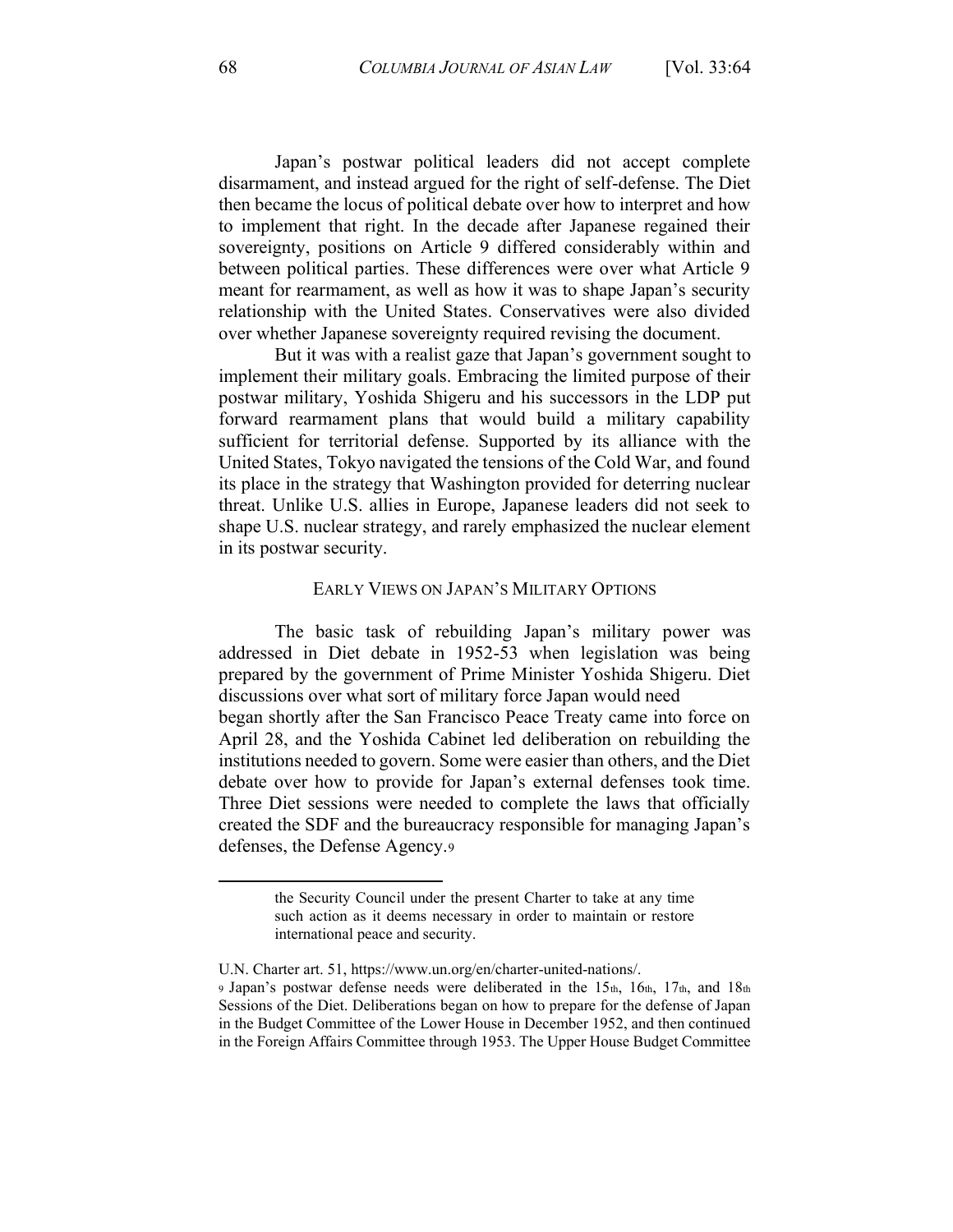Japan's postwar political leaders did not accept complete disarmament, and instead argued for the right of self-defense. The Diet then became the locus of political debate over how to interpret and how to implement that right. In the decade after Japanese regained their sovereignty, positions on Article 9 differed considerably within and between political parties. These differences were over what Article 9 meant for rearmament, as well as how it was to shape Japan's security relationship with the United States. Conservatives were also divided over whether Japanese sovereignty required revising the document.

But it was with a realist gaze that Japan's government sought to implement their military goals. Embracing the limited purpose of their postwar military, Yoshida Shigeru and his successors in the LDP put forward rearmament plans that would build a military capability sufficient for territorial defense. Supported by its alliance with the United States, Tokyo navigated the tensions of the Cold War, and found its place in the strategy that Washington provided for deterring nuclear threat. Unlike U.S. allies in Europe, Japanese leaders did not seek to shape U.S. nuclear strategy, and rarely emphasized the nuclear element in its postwar security.

## EARLY VIEWS ON JAPAN'S MILITARY OPTIONS

The basic task of rebuilding Japan's military power was addressed in Diet debate in 1952-53 when legislation was being prepared by the government of Prime Minister Yoshida Shigeru. Diet discussions over what sort of military force Japan would need began shortly after the San Francisco Peace Treaty came into force on April 28, and the Yoshida Cabinet led deliberation on rebuilding the institutions needed to govern. Some were easier than others, and the Diet debate over how to provide for Japan's external defenses took time. Three Diet sessions were needed to complete the laws that officially created the SDF and the bureaucracy responsible for managing Japan's defenses, the Defense Agency.[9]

---

> the Security Council under the present Charter to take at any time such action as it deems necessary in order to maintain or restore international peace and security.

U.N. Charter art. 51, https://www.un.org/en/charter-united-nations/.

[9] Japan's postwar defense needs were deliberated in the 15th, 16th, 17th, and 18th Sessions of the Diet. Deliberations began on how to prepare for the defense of Japan in the Budget Committee of the Lower House in December 1952, and then continued in the Foreign Affairs Committee through 1953. The Upper House Budget Committee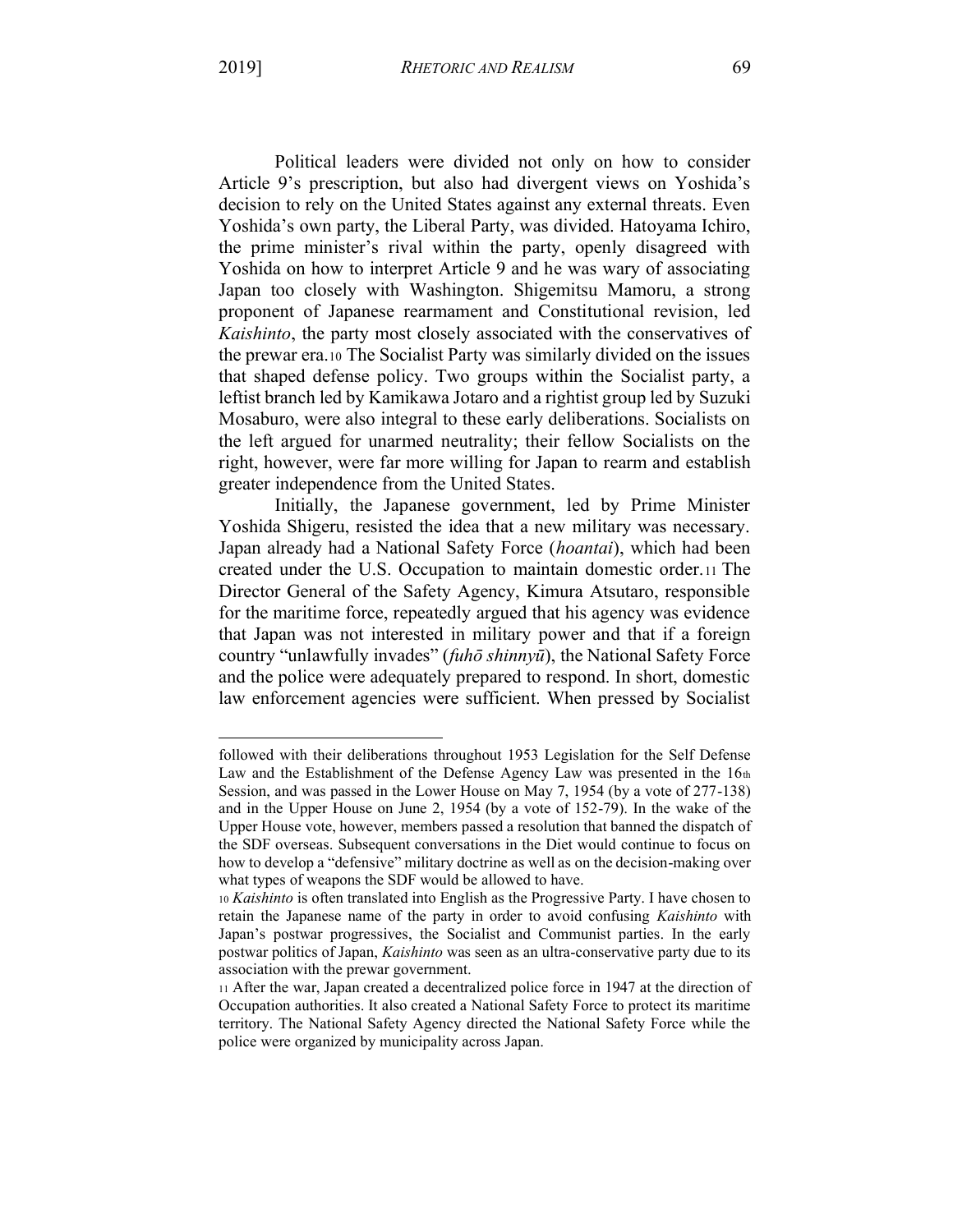Political leaders were divided not only on how to consider Article 9's prescription, but also had divergent views on Yoshida's decision to rely on the United States against any external threats. Even Yoshida's own party, the Liberal Party, was divided. Hatoyama Ichiro, the prime minister's rival within the party, openly disagreed with Yoshida on how to interpret Article 9 and he was wary of associating Japan too closely with Washington. Shigemitsu Mamoru, a strong proponent of Japanese rearmament and Constitutional revision, led *Kaishinto*, the party most closely associated with the conservatives of the prewar era.[10] The Socialist Party was similarly divided on the issues that shaped defense policy. Two groups within the Socialist party, a leftist branch led by Kamikawa Jotaro and a rightist group led by Suzuki Mosaburo, were also integral to these early deliberations. Socialists on the left argued for unarmed neutrality; their fellow Socialists on the right, however, were far more willing for Japan to rearm and establish greater independence from the United States.

Initially, the Japanese government, led by Prime Minister Yoshida Shigeru, resisted the idea that a new military was necessary. Japan already had a National Safety Force (*hoantai*), which had been created under the U.S. Occupation to maintain domestic order.[11] The Director General of the Safety Agency, Kimura Atsutaro, responsible for the maritime force, repeatedly argued that his agency was evidence that Japan was not interested in military power and that if a foreign country "unlawfully invades" (*fuhō shinnyū*), the National Safety Force and the police were adequately prepared to respond. In short, domestic law enforcement agencies were sufficient. When pressed by Socialist

---

followed with their deliberations throughout 1953 Legislation for the Self Defense Law and the Establishment of the Defense Agency Law was presented in the 16th Session, and was passed in the Lower House on May 7, 1954 (by a vote of 277-138) and in the Upper House on June 2, 1954 (by a vote of 152-79). In the wake of the Upper House vote, however, members passed a resolution that banned the dispatch of the SDF overseas. Subsequent conversations in the Diet would continue to focus on how to develop a "defensive" military doctrine as well as on the decision-making over what types of weapons the SDF would be allowed to have.

[10] *Kaishinto* is often translated into English as the Progressive Party. I have chosen to retain the Japanese name of the party in order to avoid confusing *Kaishinto* with Japan's postwar progressives, the Socialist and Communist parties. In the early postwar politics of Japan, *Kaishinto* was seen as an ultra-conservative party due to its association with the prewar government.

[11] After the war, Japan created a decentralized police force in 1947 at the direction of Occupation authorities. It also created a National Safety Force to protect its maritime territory. The National Safety Agency directed the National Safety Force while the police were organized by municipality across Japan.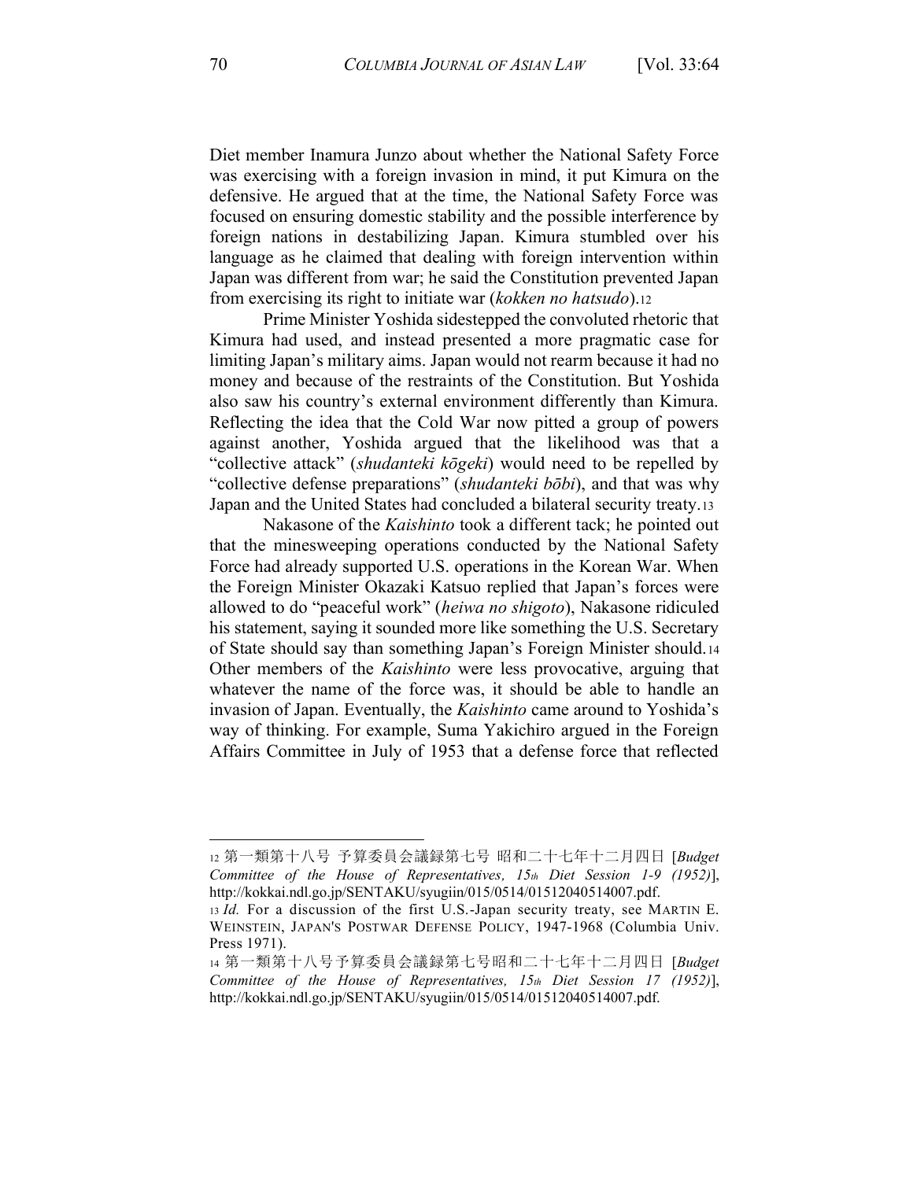Diet member Inamura Junzo about whether the National Safety Force was exercising with a foreign invasion in mind, it put Kimura on the defensive. He argued that at the time, the National Safety Force was focused on ensuring domestic stability and the possible interference by foreign nations in destabilizing Japan. Kimura stumbled over his language as he claimed that dealing with foreign intervention within Japan was different from war; he said the Constitution prevented Japan from exercising its right to initiate war (*kokken no hatsudo*).[12]

Prime Minister Yoshida sidestepped the convoluted rhetoric that Kimura had used, and instead presented a more pragmatic case for limiting Japan's military aims. Japan would not rearm because it had no money and because of the restraints of the Constitution. But Yoshida also saw his country's external environment differently than Kimura. Reflecting the idea that the Cold War now pitted a group of powers against another, Yoshida argued that the likelihood was that a "collective attack" (*shudanteki kōgeki*) would need to be repelled by "collective defense preparations" (*shudanteki bōbi*), and that was why Japan and the United States had concluded a bilateral security treaty.[13]

Nakasone of the *Kaishinto* took a different tack; he pointed out that the minesweeping operations conducted by the National Safety Force had already supported U.S. operations in the Korean War. When the Foreign Minister Okazaki Katsuo replied that Japan's forces were allowed to do "peaceful work" (*heiwa no shigoto*), Nakasone ridiculed his statement, saying it sounded more like something the U.S. Secretary of State should say than something Japan's Foreign Minister should.[14] Other members of the *Kaishinto* were less provocative, arguing that whatever the name of the force was, it should be able to handle an invasion of Japan. Eventually, the *Kaishinto* came around to Yoshida's way of thinking. For example, Suma Yakichiro argued in the Foreign Affairs Committee in July of 1953 that a defense force that reflected

---

[12] 第一類第十八号 予算委員会議録第七号 昭和二十七年十二月四日 [*Budget Committee of the House of Representatives, 15th Diet Session 1-9 (1952)*], http://kokkai.ndl.go.jp/SENTAKU/syugiin/015/0514/01512040514007.pdf.

[13] *Id.* For a discussion of the first U.S.-Japan security treaty, see MARTIN E. WEINSTEIN, JAPAN'S POSTWAR DEFENSE POLICY, 1947-1968 (Columbia Univ. Press 1971).

[14] 第一類第十八号予算委員会議録第七号昭和二十七年十二月四日 [*Budget Committee of the House of Representatives, 15th Diet Session 17 (1952)*], http://kokkai.ndl.go.jp/SENTAKU/syugiin/015/0514/01512040514007.pdf.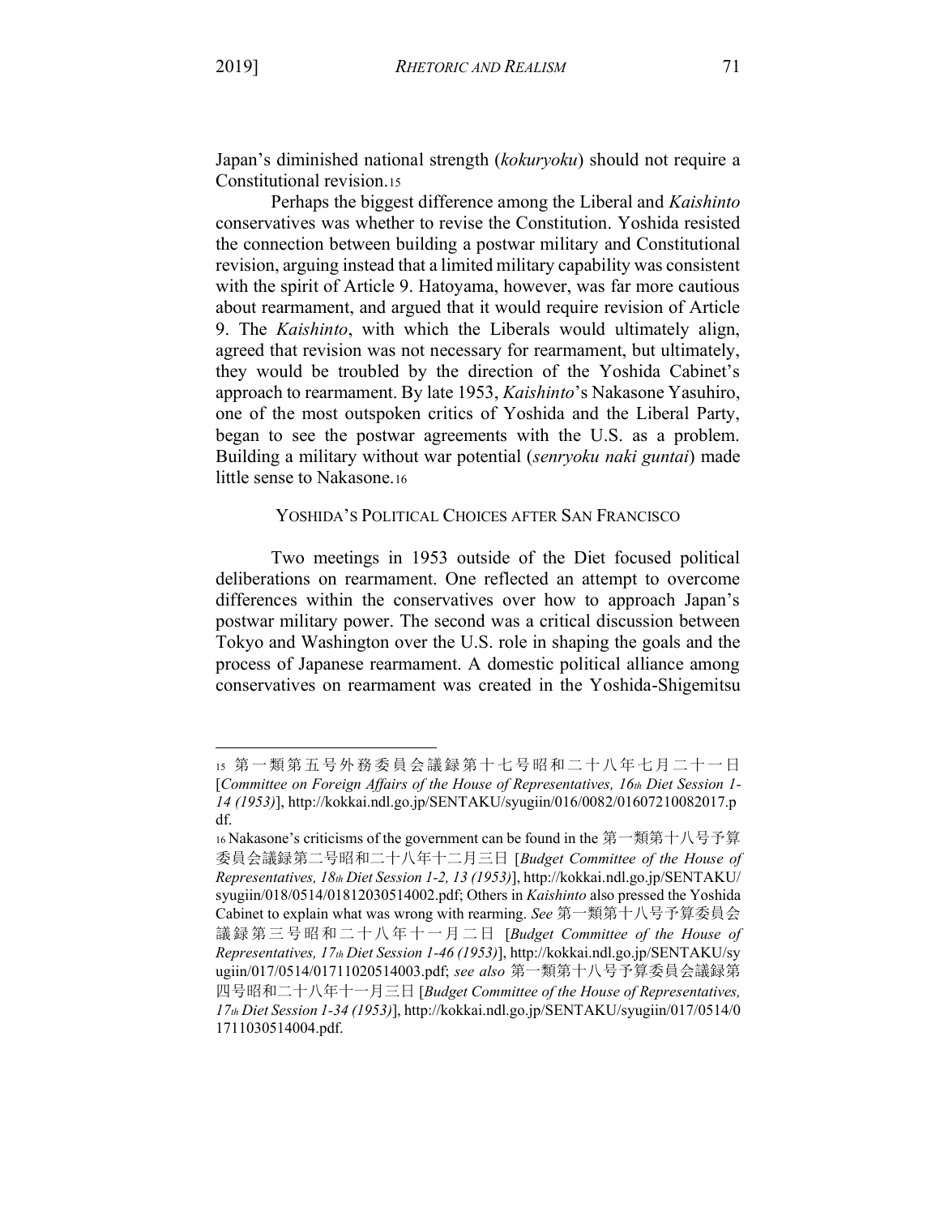Japan's diminished national strength (*kokuryoku*) should not require a Constitutional revision.[15]

Perhaps the biggest difference among the Liberal and *Kaishinto* conservatives was whether to revise the Constitution. Yoshida resisted the connection between building a postwar military and Constitutional revision, arguing instead that a limited military capability was consistent with the spirit of Article 9. Hatoyama, however, was far more cautious about rearmament, and argued that it would require revision of Article 9. The *Kaishinto*, with which the Liberals would ultimately align, agreed that revision was not necessary for rearmament, but ultimately, they would be troubled by the direction of the Yoshida Cabinet's approach to rearmament. By late 1953, *Kaishinto*'s Nakasone Yasuhiro, one of the most outspoken critics of Yoshida and the Liberal Party, began to see the postwar agreements with the U.S. as a problem. Building a military without war potential (*senryoku naki guntai*) made little sense to Nakasone.[16]

## YOSHIDA'S POLITICAL CHOICES AFTER SAN FRANCISCO

Two meetings in 1953 outside of the Diet focused political deliberations on rearmament. One reflected an attempt to overcome differences within the conservatives over how to approach Japan's postwar military power. The second was a critical discussion between Tokyo and Washington over the U.S. role in shaping the goals and the process of Japanese rearmament. A domestic political alliance among conservatives on rearmament was created in the Yoshida-Shigemitsu

---

[15] 第一類第五号外務委員会議録第十七号昭和二十八年七月二十一日 [*Committee on Foreign Affairs of the House of Representatives, 16th Diet Session 1-14 (1953)*], http://kokkai.ndl.go.jp/SENTAKU/syugiin/016/0082/01607210082017.pdf.

[16] Nakasone's criticisms of the government can be found in the 第一類第十八号予算委員会議録第二号昭和二十八年十二月三日 [*Budget Committee of the House of Representatives, 18th Diet Session 1-2, 13 (1953)*], http://kokkai.ndl.go.jp/SENTAKU/syugiin/018/0514/01812030514002.pdf; Others in *Kaishinto* also pressed the Yoshida Cabinet to explain what was wrong with rearming. *See* 第一類第十八号予算委員会議録第三号昭和二十八年十一月二日 [*Budget Committee of the House of Representatives, 17th Diet Session 1-46 (1953)*], http://kokkai.ndl.go.jp/SENTAKU/syugiin/017/0514/01711020514003.pdf; *see also* 第一類第十八号予算委員会議録第四号昭和二十八年十一月三日 [*Budget Committee of the House of Representatives, 17th Diet Session 1-34 (1953)*], http://kokkai.ndl.go.jp/SENTAKU/syugiin/017/0514/01711030514004.pdf.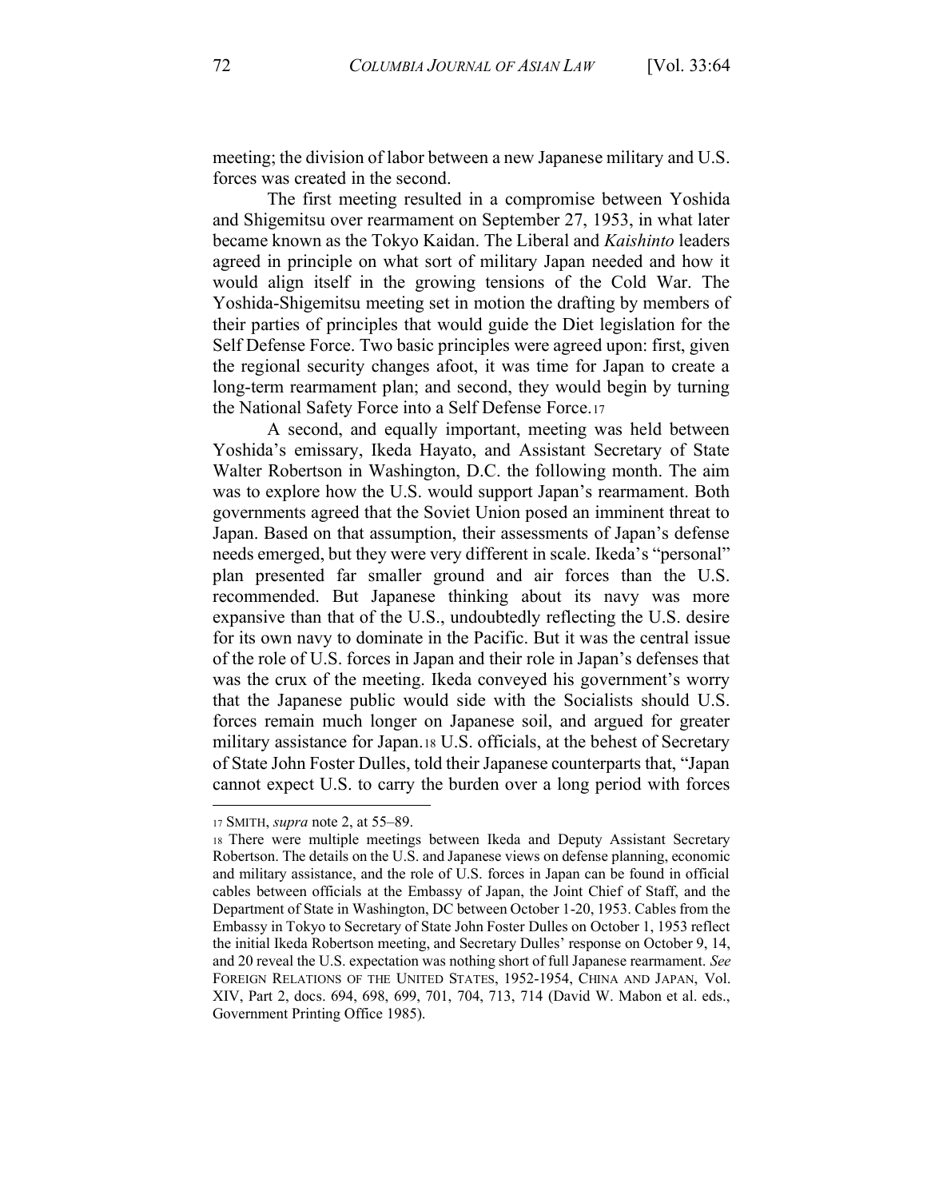meeting; the division of labor between a new Japanese military and U.S. forces was created in the second.

The first meeting resulted in a compromise between Yoshida and Shigemitsu over rearmament on September 27, 1953, in what later became known as the Tokyo Kaidan. The Liberal and *Kaishinto* leaders agreed in principle on what sort of military Japan needed and how it would align itself in the growing tensions of the Cold War. The Yoshida-Shigemitsu meeting set in motion the drafting by members of their parties of principles that would guide the Diet legislation for the Self Defense Force. Two basic principles were agreed upon: first, given the regional security changes afoot, it was time for Japan to create a long-term rearmament plan; and second, they would begin by turning the National Safety Force into a Self Defense Force.[17]

A second, and equally important, meeting was held between Yoshida's emissary, Ikeda Hayato, and Assistant Secretary of State Walter Robertson in Washington, D.C. the following month. The aim was to explore how the U.S. would support Japan's rearmament. Both governments agreed that the Soviet Union posed an imminent threat to Japan. Based on that assumption, their assessments of Japan's defense needs emerged, but they were very different in scale. Ikeda's "personal" plan presented far smaller ground and air forces than the U.S. recommended. But Japanese thinking about its navy was more expansive than that of the U.S., undoubtedly reflecting the U.S. desire for its own navy to dominate in the Pacific. But it was the central issue of the role of U.S. forces in Japan and their role in Japan's defenses that was the crux of the meeting. Ikeda conveyed his government's worry that the Japanese public would side with the Socialists should U.S. forces remain much longer on Japanese soil, and argued for greater military assistance for Japan.[18] U.S. officials, at the behest of Secretary of State John Foster Dulles, told their Japanese counterparts that, "Japan cannot expect U.S. to carry the burden over a long period with forces

---

[17] SMITH, *supra* note 2, at 55–89.

[18] There were multiple meetings between Ikeda and Deputy Assistant Secretary Robertson. The details on the U.S. and Japanese views on defense planning, economic and military assistance, and the role of U.S. forces in Japan can be found in official cables between officials at the Embassy of Japan, the Joint Chief of Staff, and the Department of State in Washington, DC between October 1-20, 1953. Cables from the Embassy in Tokyo to Secretary of State John Foster Dulles on October 1, 1953 reflect the initial Ikeda Robertson meeting, and Secretary Dulles' response on October 9, 14, and 20 reveal the U.S. expectation was nothing short of full Japanese rearmament. *See* FOREIGN RELATIONS OF THE UNITED STATES, 1952-1954, CHINA AND JAPAN, Vol. XIV, Part 2, docs. 694, 698, 699, 701, 704, 713, 714 (David W. Mabon et al. eds., Government Printing Office 1985).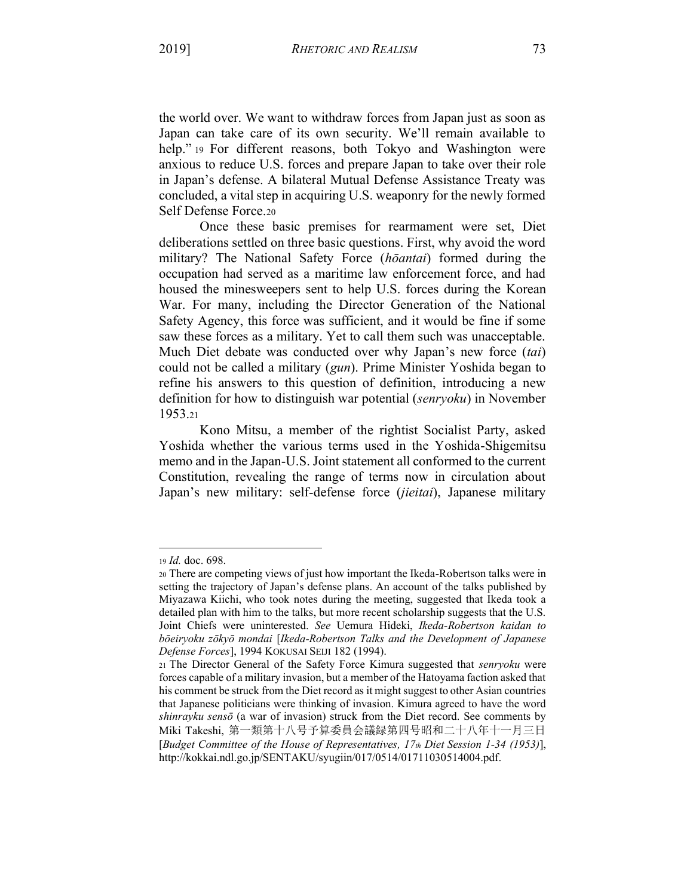the world over. We want to withdraw forces from Japan just as soon as Japan can take care of its own security. We'll remain available to help." [19] For different reasons, both Tokyo and Washington were anxious to reduce U.S. forces and prepare Japan to take over their role in Japan's defense. A bilateral Mutual Defense Assistance Treaty was concluded, a vital step in acquiring U.S. weaponry for the newly formed Self Defense Force.[20]

Once these basic premises for rearmament were set, Diet deliberations settled on three basic questions. First, why avoid the word military? The National Safety Force (*hōantai*) formed during the occupation had served as a maritime law enforcement force, and had housed the minesweepers sent to help U.S. forces during the Korean War. For many, including the Director Generation of the National Safety Agency, this force was sufficient, and it would be fine if some saw these forces as a military. Yet to call them such was unacceptable. Much Diet debate was conducted over why Japan's new force (*tai*) could not be called a military (*gun*). Prime Minister Yoshida began to refine his answers to this question of definition, introducing a new definition for how to distinguish war potential (*senryoku*) in November 1953.[21]

Kono Mitsu, a member of the rightist Socialist Party, asked Yoshida whether the various terms used in the Yoshida-Shigemitsu memo and in the Japan-U.S. Joint statement all conformed to the current Constitution, revealing the range of terms now in circulation about Japan's new military: self-defense force (*jieitai*), Japanese military

---

[19] *Id.* doc. 698.

[20] There are competing views of just how important the Ikeda-Robertson talks were in setting the trajectory of Japan's defense plans. An account of the talks published by Miyazawa Kiichi, who took notes during the meeting, suggested that Ikeda took a detailed plan with him to the talks, but more recent scholarship suggests that the U.S. Joint Chiefs were uninterested. *See* Uemura Hideki, *Ikeda-Robertson kaidan to bōeiryoku zōkyō mondai* [*Ikeda-Robertson Talks and the Development of Japanese Defense Forces*], 1994 KOKUSAI SEIJI 182 (1994).

[21] The Director General of the Safety Force Kimura suggested that *senryoku* were forces capable of a military invasion, but a member of the Hatoyama faction asked that his comment be struck from the Diet record as it might suggest to other Asian countries that Japanese politicians were thinking of invasion. Kimura agreed to have the word *shinrayku sensō* (a war of invasion) struck from the Diet record. See comments by Miki Takeshi, 第一類第十八号予算委員会議録第四号昭和二十八年十一月三日 [*Budget Committee of the House of Representatives, 17th Diet Session 1-34 (1953)*], http://kokkai.ndl.go.jp/SENTAKU/syugiin/017/0514/01711030514004.pdf.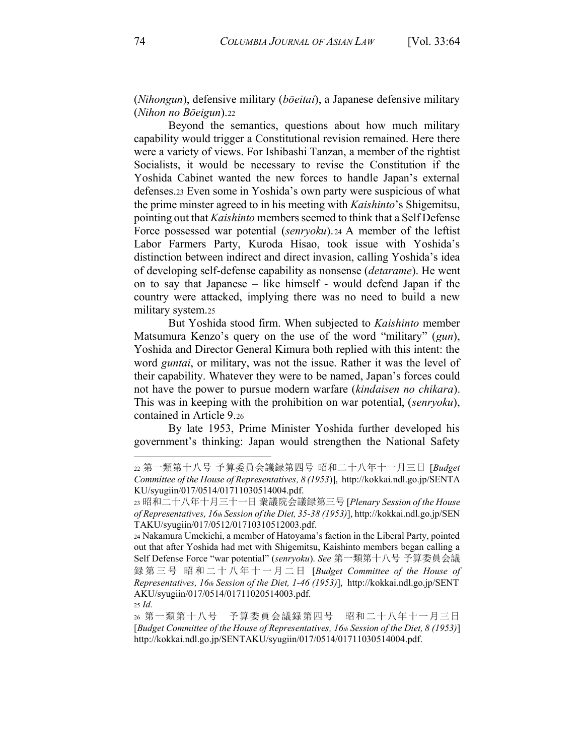(*Nihongun*), defensive military (*bōeitai*), a Japanese defensive military (*Nihon no Bōeigun*).[22]

Beyond the semantics, questions about how much military capability would trigger a Constitutional revision remained. Here there were a variety of views. For Ishibashi Tanzan, a member of the rightist Socialists, it would be necessary to revise the Constitution if the Yoshida Cabinet wanted the new forces to handle Japan's external defenses.[23] Even some in Yoshida's own party were suspicious of what the prime minster agreed to in his meeting with *Kaishinto*'s Shigemitsu, pointing out that *Kaishinto* members seemed to think that a Self Defense Force possessed war potential (*senryoku*).[24] A member of the leftist Labor Farmers Party, Kuroda Hisao, took issue with Yoshida's distinction between indirect and direct invasion, calling Yoshida's idea of developing self-defense capability as nonsense (*detarame*). He went on to say that Japanese – like himself - would defend Japan if the country were attacked, implying there was no need to build a new military system.[25]

But Yoshida stood firm. When subjected to *Kaishinto* member Matsumura Kenzo's query on the use of the word "military" (*gun*), Yoshida and Director General Kimura both replied with this intent: the word *guntai*, or military, was not the issue. Rather it was the level of their capability. Whatever they were to be named, Japan's forces could not have the power to pursue modern warfare (*kindaisen no chikara*). This was in keeping with the prohibition on war potential, (*senryoku*), contained in Article 9.[26]

By late 1953, Prime Minister Yoshida further developed his government's thinking: Japan would strengthen the National Safety

---

[22] 第一類第十八号 予算委員会議録第四号 昭和二十八年十一月三日 [*Budget Committee of the House of Representatives, 8 (1953)*], http://kokkai.ndl.go.jp/SENTAKU/syugiin/017/0514/01711030514004.pdf.

[23] 昭和二十八年十月三十一日 衆議院会議録第三号 [*Plenary Session of the House of Representatives, 16th Session of the Diet, 35-38 (1953)*], http://kokkai.ndl.go.jp/SENTAKU/syugiin/017/0512/01710310512003.pdf.

[24] Nakamura Umekichi, a member of Hatoyama's faction in the Liberal Party, pointed out that after Yoshida had met with Shigemitsu, Kaishinto members began calling a Self Defense Force "war potential" (*senryoku*). *See* 第一類第十八号 予算委員会議録第三号 昭和二十八年十一月二日 [*Budget Committee of the House of Representatives, 16th Session of the Diet, 1-46 (1953)*], http://kokkai.ndl.go.jp/SENTAKU/syugiin/017/0514/01711020514003.pdf.

[25] *Id.*

[26] 第一類第十八号 予算委員会議録第四号 昭和二十八年十一月三日 [*Budget Committee of the House of Representatives, 16th Session of the Diet, 8 (1953)*] http://kokkai.ndl.go.jp/SENTAKU/syugiin/017/0514/01711030514004.pdf.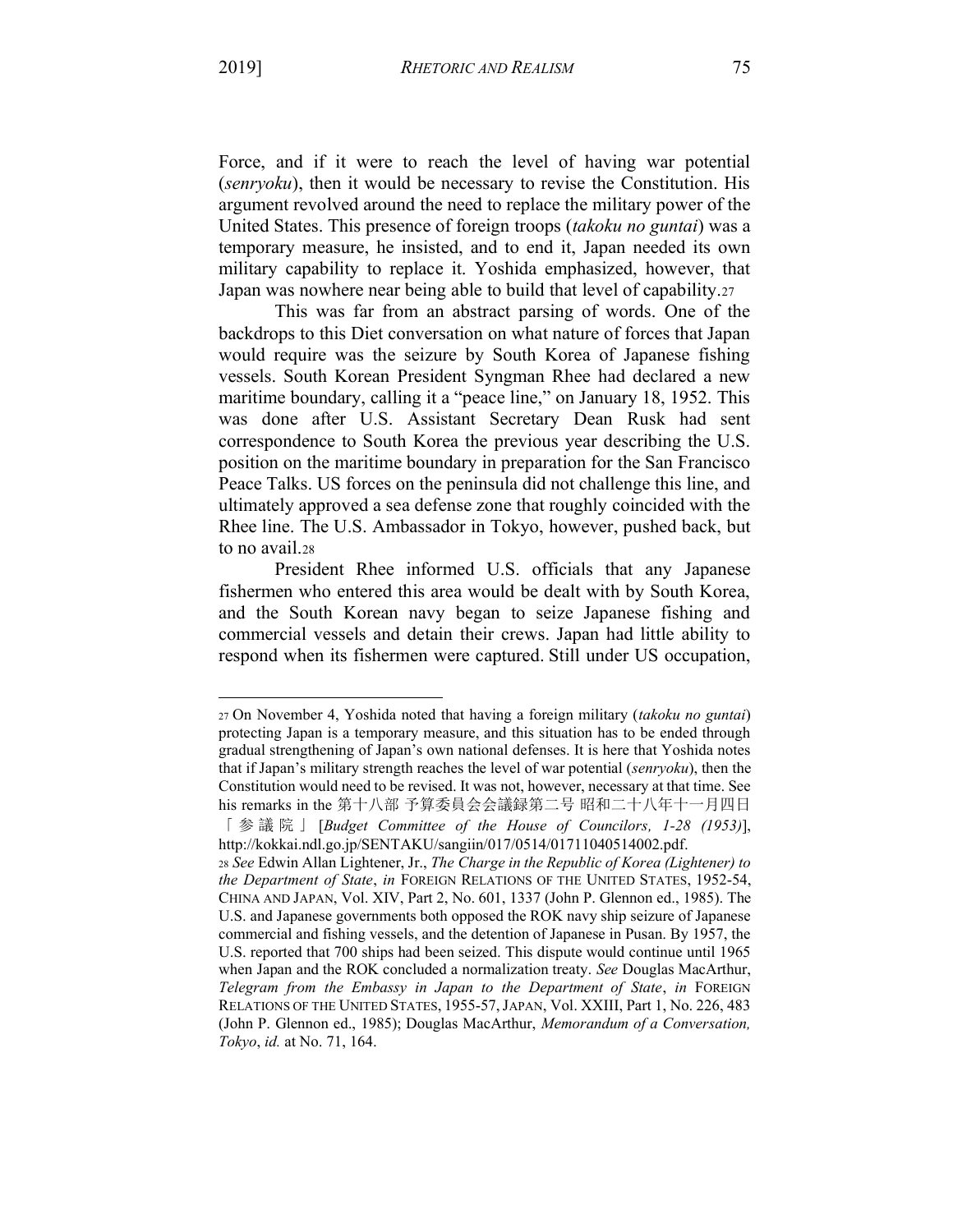Force, and if it were to reach the level of having war potential (*senryoku*), then it would be necessary to revise the Constitution. His argument revolved around the need to replace the military power of the United States. This presence of foreign troops (*takoku no guntai*) was a temporary measure, he insisted, and to end it, Japan needed its own military capability to replace it. Yoshida emphasized, however, that Japan was nowhere near being able to build that level of capability.[27]

This was far from an abstract parsing of words. One of the backdrops to this Diet conversation on what nature of forces that Japan would require was the seizure by South Korea of Japanese fishing vessels. South Korean President Syngman Rhee had declared a new maritime boundary, calling it a "peace line," on January 18, 1952. This was done after U.S. Assistant Secretary Dean Rusk had sent correspondence to South Korea the previous year describing the U.S. position on the maritime boundary in preparation for the San Francisco Peace Talks. US forces on the peninsula did not challenge this line, and ultimately approved a sea defense zone that roughly coincided with the Rhee line. The U.S. Ambassador in Tokyo, however, pushed back, but to no avail.[28]

President Rhee informed U.S. officials that any Japanese fishermen who entered this area would be dealt with by South Korea, and the South Korean navy began to seize Japanese fishing and commercial vessels and detain their crews. Japan had little ability to respond when its fishermen were captured. Still under US occupation,

---

[27] On November 4, Yoshida noted that having a foreign military (*takoku no guntai*) protecting Japan is a temporary measure, and this situation has to be ended through gradual strengthening of Japan's own national defenses. It is here that Yoshida notes that if Japan's military strength reaches the level of war potential (*senryoku*), then the Constitution would need to be revised. It was not, however, necessary at that time. See his remarks in the 第十八部 予算委員会会議録第二号 昭和二十八年十一月四日「参議院」 [*Budget Committee of the House of Councilors, 1-28 (1953)*], http://kokkai.ndl.go.jp/SENTAKU/sangiin/017/0514/01711040514002.pdf.

[28] *See* Edwin Allan Lightener, Jr., *The Charge in the Republic of Korea (Lightener) to the Department of State*, *in* FOREIGN RELATIONS OF THE UNITED STATES, 1952-54, CHINA AND JAPAN, Vol. XIV, Part 2, No. 601, 1337 (John P. Glennon ed., 1985). The U.S. and Japanese governments both opposed the ROK navy ship seizure of Japanese commercial and fishing vessels, and the detention of Japanese in Pusan. By 1957, the U.S. reported that 700 ships had been seized. This dispute would continue until 1965 when Japan and the ROK concluded a normalization treaty. *See* Douglas MacArthur, *Telegram from the Embassy in Japan to the Department of State*, *in* FOREIGN RELATIONS OF THE UNITED STATES, 1955-57, JAPAN, Vol. XXIII, Part 1, No. 226, 483 (John P. Glennon ed., 1985); Douglas MacArthur, *Memorandum of a Conversation, Tokyo*, *id.* at No. 71, 164.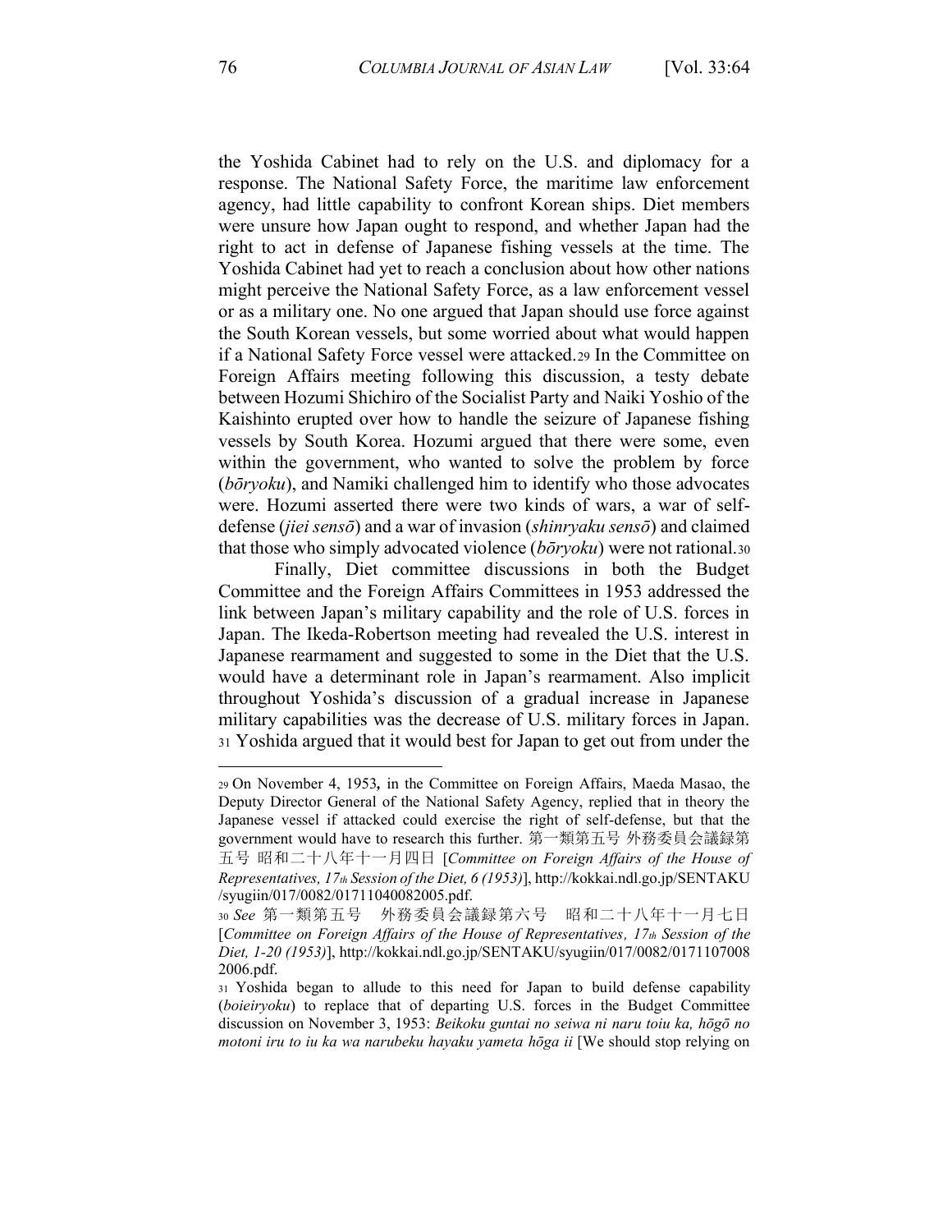the Yoshida Cabinet had to rely on the U.S. and diplomacy for a response. The National Safety Force, the maritime law enforcement agency, had little capability to confront Korean ships. Diet members were unsure how Japan ought to respond, and whether Japan had the right to act in defense of Japanese fishing vessels at the time. The Yoshida Cabinet had yet to reach a conclusion about how other nations might perceive the National Safety Force, as a law enforcement vessel or as a military one. No one argued that Japan should use force against the South Korean vessels, but some worried about what would happen if a National Safety Force vessel were attacked.[29] In the Committee on Foreign Affairs meeting following this discussion, a testy debate between Hozumi Shichiro of the Socialist Party and Naiki Yoshio of the Kaishinto erupted over how to handle the seizure of Japanese fishing vessels by South Korea. Hozumi argued that there were some, even within the government, who wanted to solve the problem by force (*bōryoku*), and Namiki challenged him to identify who those advocates were. Hozumi asserted there were two kinds of wars, a war of self-defense (*jiei sensō*) and a war of invasion (*shinryaku sensō*) and claimed that those who simply advocated violence (*bōryoku*) were not rational.[30]

Finally, Diet committee discussions in both the Budget Committee and the Foreign Affairs Committees in 1953 addressed the link between Japan's military capability and the role of U.S. forces in Japan. The Ikeda-Robertson meeting had revealed the U.S. interest in Japanese rearmament and suggested to some in the Diet that the U.S. would have a determinant role in Japan's rearmament. Also implicit throughout Yoshida's discussion of a gradual increase in Japanese military capabilities was the decrease of U.S. military forces in Japan. [31] Yoshida argued that it would best for Japan to get out from under the

---

[29] On November 4, 1953, in the Committee on Foreign Affairs, Maeda Masao, the Deputy Director General of the National Safety Agency, replied that in theory the Japanese vessel if attacked could exercise the right of self-defense, but that the government would have to research this further. 第一類第五号 外務委員会議録第五号 昭和二十八年十一月四日 [*Committee on Foreign Affairs of the House of Representatives, 17th Session of the Diet, 6 (1953)*], http://kokkai.ndl.go.jp/SENTAKU/syugiin/017/0082/01711040082005.pdf.

[30] *See* 第一類第五号　外務委員会議録第六号　昭和二十八年十一月七日 [*Committee on Foreign Affairs of the House of Representatives, 17th Session of the Diet, 1-20 (1953)*], http://kokkai.ndl.go.jp/SENTAKU/syugiin/017/0082/01711070082006.pdf.

[31] Yoshida began to allude to this need for Japan to build defense capability (*boieiryoku*) to replace that of departing U.S. forces in the Budget Committee discussion on November 3, 1953: *Beikoku guntai no seiwa ni naru toiu ka, hōgō no motoni iru to iu ka wa narubeku hayaku yameta hōga ii* [We should stop relying on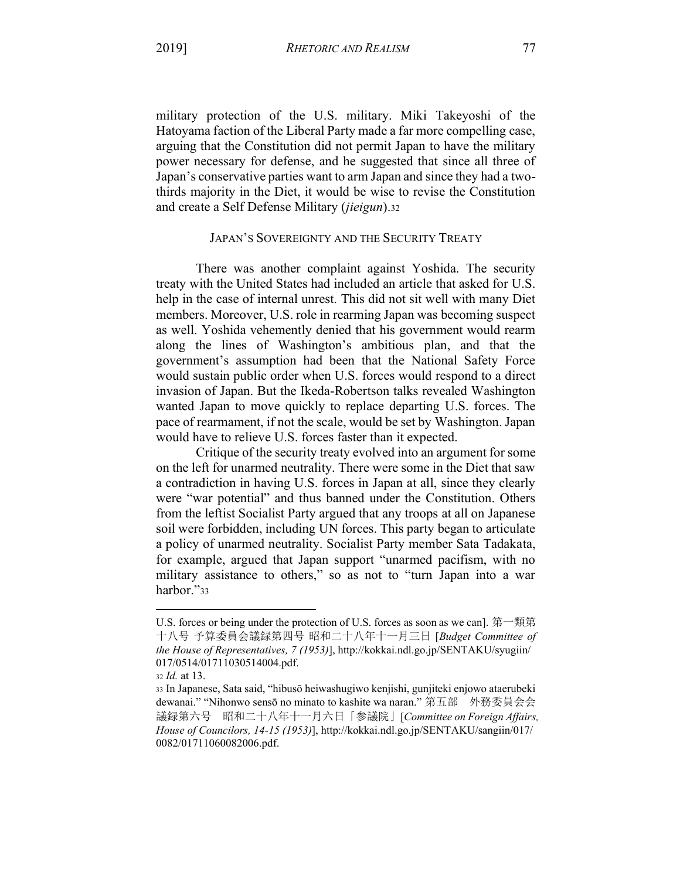military protection of the U.S. military. Miki Takeyoshi of the Hatoyama faction of the Liberal Party made a far more compelling case, arguing that the Constitution did not permit Japan to have the military power necessary for defense, and he suggested that since all three of Japan's conservative parties want to arm Japan and since they had a two-thirds majority in the Diet, it would be wise to revise the Constitution and create a Self Defense Military (*jieigun*).[32]

## JAPAN'S SOVEREIGNTY AND THE SECURITY TREATY

There was another complaint against Yoshida. The security treaty with the United States had included an article that asked for U.S. help in the case of internal unrest. This did not sit well with many Diet members. Moreover, U.S. role in rearming Japan was becoming suspect as well. Yoshida vehemently denied that his government would rearm along the lines of Washington's ambitious plan, and that the government's assumption had been that the National Safety Force would sustain public order when U.S. forces would respond to a direct invasion of Japan. But the Ikeda-Robertson talks revealed Washington wanted Japan to move quickly to replace departing U.S. forces. The pace of rearmament, if not the scale, would be set by Washington. Japan would have to relieve U.S. forces faster than it expected.

Critique of the security treaty evolved into an argument for some on the left for unarmed neutrality. There were some in the Diet that saw a contradiction in having U.S. forces in Japan at all, since they clearly were "war potential" and thus banned under the Constitution. Others from the leftist Socialist Party argued that any troops at all on Japanese soil were forbidden, including UN forces. This party began to articulate a policy of unarmed neutrality. Socialist Party member Sata Tadakata, for example, argued that Japan support "unarmed pacifism, with no military assistance to others," so as not to "turn Japan into a war harbor."[33]

---

U.S. forces or being under the protection of U.S. forces as soon as we can]. 第一類第十八号 予算委員会議録第四号 昭和二十八年十一月三日 [*Budget Committee of the House of Representatives, 7 (1953)*], http://kokkai.ndl.go.jp/SENTAKU/syugiin/017/0514/01711030514004.pdf.

[32] *Id.* at 13.

[33] In Japanese, Sata said, "hibusō heiwashugiwo kenjishi, gunjiteki enjowo ataerubeki dewanai." "Nihonwo sensō no minato to kashite wa naran." 第五部　外務委員会会議録第六号　昭和二十八年十一月六日「参議院」[*Committee on Foreign Affairs, House of Councilors, 14-15 (1953)*], http://kokkai.ndl.go.jp/SENTAKU/sangiin/017/0082/01711060082006.pdf.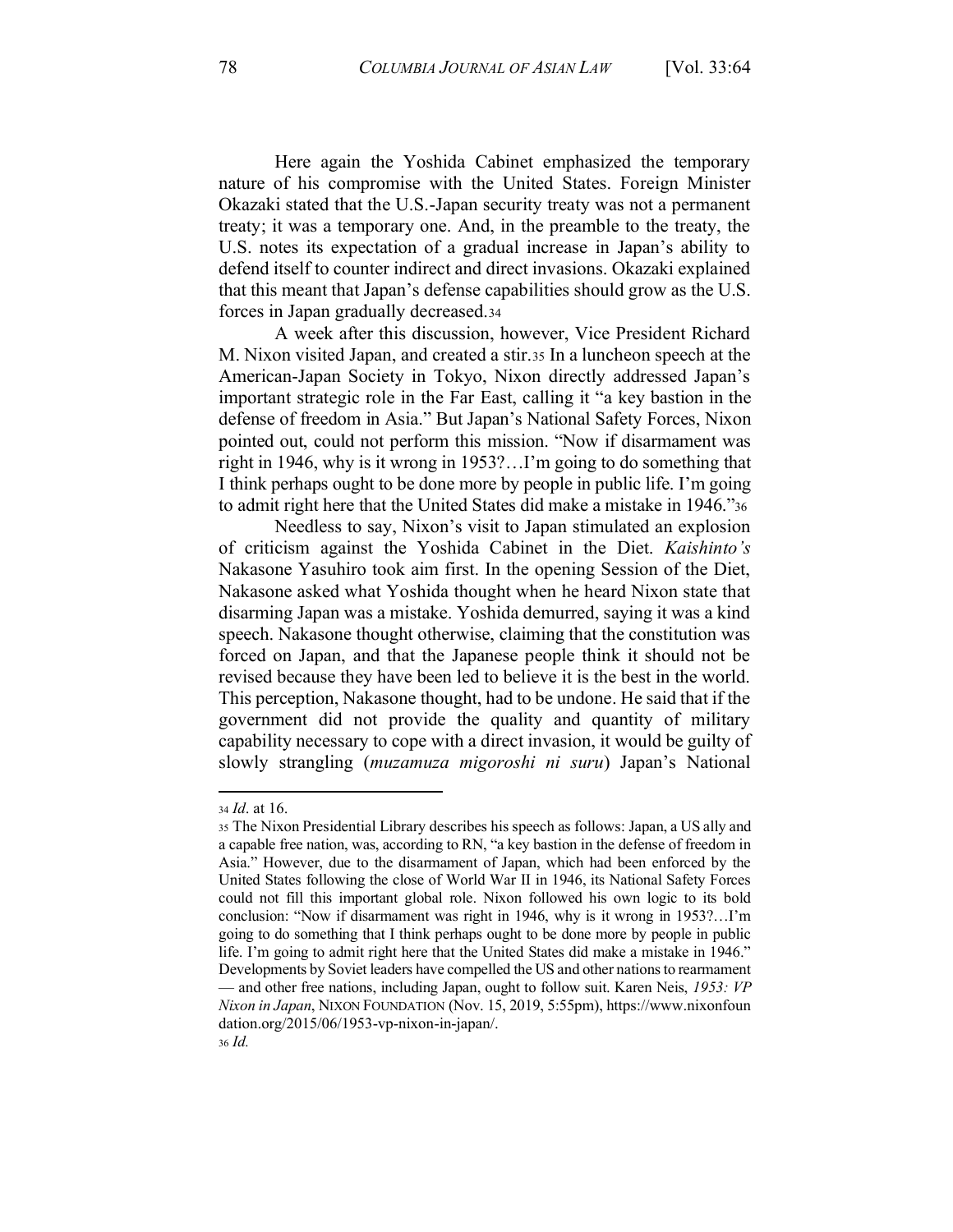Here again the Yoshida Cabinet emphasized the temporary nature of his compromise with the United States. Foreign Minister Okazaki stated that the U.S.-Japan security treaty was not a permanent treaty; it was a temporary one. And, in the preamble to the treaty, the U.S. notes its expectation of a gradual increase in Japan's ability to defend itself to counter indirect and direct invasions. Okazaki explained that this meant that Japan's defense capabilities should grow as the U.S. forces in Japan gradually decreased.[34]

A week after this discussion, however, Vice President Richard M. Nixon visited Japan, and created a stir.[35] In a luncheon speech at the American-Japan Society in Tokyo, Nixon directly addressed Japan's important strategic role in the Far East, calling it "a key bastion in the defense of freedom in Asia." But Japan's National Safety Forces, Nixon pointed out, could not perform this mission. "Now if disarmament was right in 1946, why is it wrong in 1953?…I'm going to do something that I think perhaps ought to be done more by people in public life. I'm going to admit right here that the United States did make a mistake in 1946."[36]

Needless to say, Nixon's visit to Japan stimulated an explosion of criticism against the Yoshida Cabinet in the Diet. *Kaishinto's* Nakasone Yasuhiro took aim first. In the opening Session of the Diet, Nakasone asked what Yoshida thought when he heard Nixon state that disarming Japan was a mistake. Yoshida demurred, saying it was a kind speech. Nakasone thought otherwise, claiming that the constitution was forced on Japan, and that the Japanese people think it should not be revised because they have been led to believe it is the best in the world. This perception, Nakasone thought, had to be undone. He said that if the government did not provide the quality and quantity of military capability necessary to cope with a direct invasion, it would be guilty of slowly strangling (*muzamuza migoroshi ni suru*) Japan's National

---

[34] *Id*. at 16.

[35] The Nixon Presidential Library describes his speech as follows: Japan, a US ally and a capable free nation, was, according to RN, "a key bastion in the defense of freedom in Asia." However, due to the disarmament of Japan, which had been enforced by the United States following the close of World War II in 1946, its National Safety Forces could not fill this important global role. Nixon followed his own logic to its bold conclusion: "Now if disarmament was right in 1946, why is it wrong in 1953?…I'm going to do something that I think perhaps ought to be done more by people in public life. I'm going to admit right here that the United States did make a mistake in 1946." Developments by Soviet leaders have compelled the US and other nations to rearmament — and other free nations, including Japan, ought to follow suit. Karen Neis, *1953: VP Nixon in Japan*, NIXON FOUNDATION (Nov. 15, 2019, 5:55pm), https://www.nixonfoundation.org/2015/06/1953-vp-nixon-in-japan/.

[36] *Id.*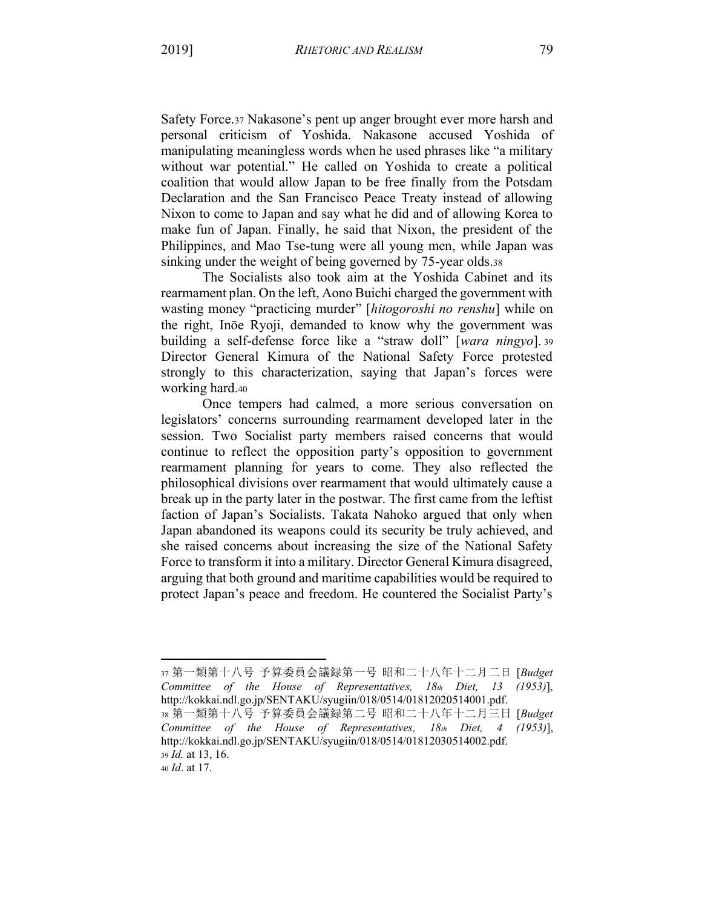Safety Force.[37] Nakasone's pent up anger brought ever more harsh and personal criticism of Yoshida. Nakasone accused Yoshida of manipulating meaningless words when he used phrases like "a military without war potential." He called on Yoshida to create a political coalition that would allow Japan to be free finally from the Potsdam Declaration and the San Francisco Peace Treaty instead of allowing Nixon to come to Japan and say what he did and of allowing Korea to make fun of Japan. Finally, he said that Nixon, the president of the Philippines, and Mao Tse-tung were all young men, while Japan was sinking under the weight of being governed by 75-year olds.[38]

The Socialists also took aim at the Yoshida Cabinet and its rearmament plan. On the left, Aono Buichi charged the government with wasting money "practicing murder" [*hitogoroshi no renshu*] while on the right, Inōe Ryoji, demanded to know why the government was building a self-defense force like a "straw doll" [*wara ningyo*].[39] Director General Kimura of the National Safety Force protested strongly to this characterization, saying that Japan's forces were working hard.[40]

Once tempers had calmed, a more serious conversation on legislators' concerns surrounding rearmament developed later in the session. Two Socialist party members raised concerns that would continue to reflect the opposition party's opposition to government rearmament planning for years to come. They also reflected the philosophical divisions over rearmament that would ultimately cause a break up in the party later in the postwar. The first came from the leftist faction of Japan's Socialists. Takata Nahoko argued that only when Japan abandoned its weapons could its security be truly achieved, and she raised concerns about increasing the size of the National Safety Force to transform it into a military. Director General Kimura disagreed, arguing that both ground and maritime capabilities would be required to protect Japan's peace and freedom. He countered the Socialist Party's

---

[37] 第一類第十八号 予算委員会議録第一号 昭和二十八年十二月二日 [*Budget Committee of the House of Representatives, 18th Diet, 13 (1953)*], http://kokkai.ndl.go.jp/SENTAKU/syugiin/018/0514/01812020514001.pdf.

[38] 第一類第十八号 予算委員会議録第二号 昭和二十八年十二月三日 [*Budget Committee of the House of Representatives, 18th Diet, 4 (1953)*], http://kokkai.ndl.go.jp/SENTAKU/syugiin/018/0514/01812030514002.pdf.

[39] *Id.* at 13, 16.

[40] *Id*. at 17.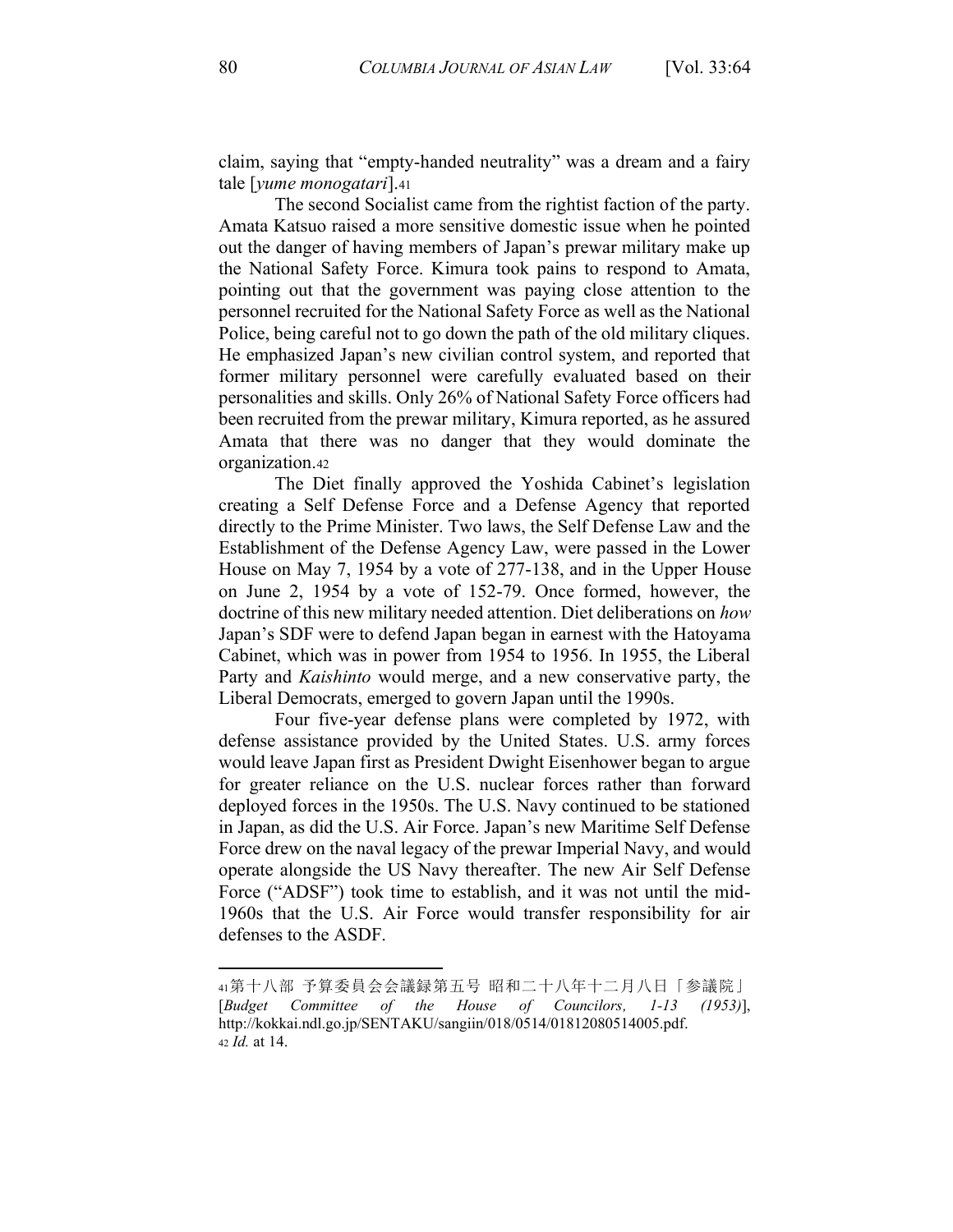claim, saying that "empty-handed neutrality" was a dream and a fairy tale [*yume monogatari*].[41]

The second Socialist came from the rightist faction of the party. Amata Katsuo raised a more sensitive domestic issue when he pointed out the danger of having members of Japan's prewar military make up the National Safety Force. Kimura took pains to respond to Amata, pointing out that the government was paying close attention to the personnel recruited for the National Safety Force as well as the National Police, being careful not to go down the path of the old military cliques. He emphasized Japan's new civilian control system, and reported that former military personnel were carefully evaluated based on their personalities and skills. Only 26% of National Safety Force officers had been recruited from the prewar military, Kimura reported, as he assured Amata that there was no danger that they would dominate the organization.[42]

The Diet finally approved the Yoshida Cabinet's legislation creating a Self Defense Force and a Defense Agency that reported directly to the Prime Minister. Two laws, the Self Defense Law and the Establishment of the Defense Agency Law, were passed in the Lower House on May 7, 1954 by a vote of 277-138, and in the Upper House on June 2, 1954 by a vote of 152-79. Once formed, however, the doctrine of this new military needed attention. Diet deliberations on *how* Japan's SDF were to defend Japan began in earnest with the Hatoyama Cabinet, which was in power from 1954 to 1956. In 1955, the Liberal Party and *Kaishinto* would merge, and a new conservative party, the Liberal Democrats, emerged to govern Japan until the 1990s.

Four five-year defense plans were completed by 1972, with defense assistance provided by the United States. U.S. army forces would leave Japan first as President Dwight Eisenhower began to argue for greater reliance on the U.S. nuclear forces rather than forward deployed forces in the 1950s. The U.S. Navy continued to be stationed in Japan, as did the U.S. Air Force. Japan's new Maritime Self Defense Force drew on the naval legacy of the prewar Imperial Navy, and would operate alongside the US Navy thereafter. The new Air Self Defense Force ("ADSF") took time to establish, and it was not until the mid-1960s that the U.S. Air Force would transfer responsibility for air defenses to the ASDF.

---

[41] 第十八部 予算委員会会議録第五号 昭和二十八年十二月八日「参議院」 [*Budget Committee of the House of Councilors, 1-13 (1953)*], http://kokkai.ndl.go.jp/SENTAKU/sangiin/018/0514/01812080514005.pdf.

[42] *Id.* at 14.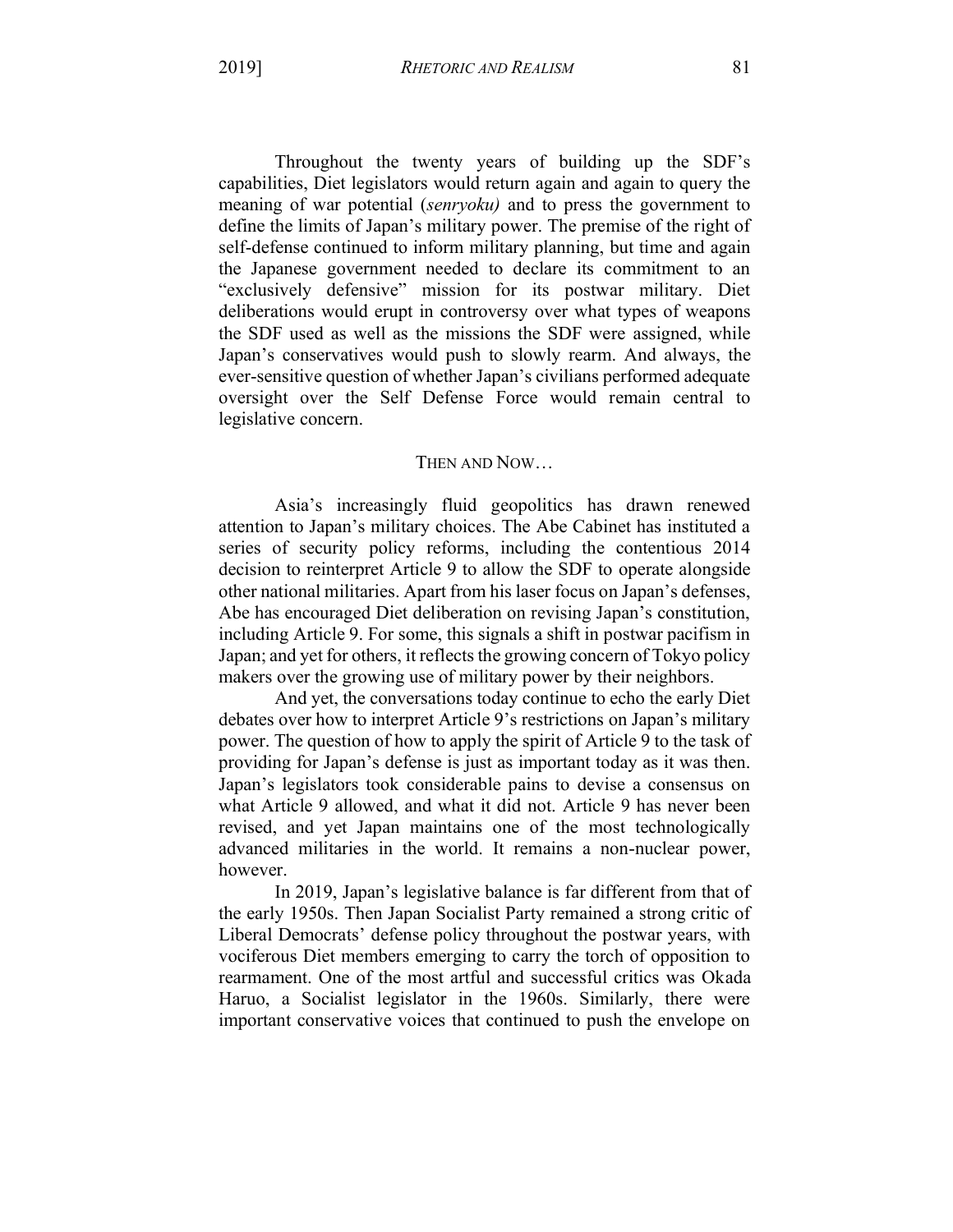Throughout the twenty years of building up the SDF's capabilities, Diet legislators would return again and again to query the meaning of war potential (*senryoku)* and to press the government to define the limits of Japan's military power. The premise of the right of self-defense continued to inform military planning, but time and again the Japanese government needed to declare its commitment to an "exclusively defensive" mission for its postwar military. Diet deliberations would erupt in controversy over what types of weapons the SDF used as well as the missions the SDF were assigned, while Japan's conservatives would push to slowly rearm. And always, the ever-sensitive question of whether Japan's civilians performed adequate oversight over the Self Defense Force would remain central to legislative concern.

## THEN AND NOW…

Asia's increasingly fluid geopolitics has drawn renewed attention to Japan's military choices. The Abe Cabinet has instituted a series of security policy reforms, including the contentious 2014 decision to reinterpret Article 9 to allow the SDF to operate alongside other national militaries. Apart from his laser focus on Japan's defenses, Abe has encouraged Diet deliberation on revising Japan's constitution, including Article 9. For some, this signals a shift in postwar pacifism in Japan; and yet for others, it reflects the growing concern of Tokyo policy makers over the growing use of military power by their neighbors.

And yet, the conversations today continue to echo the early Diet debates over how to interpret Article 9's restrictions on Japan's military power. The question of how to apply the spirit of Article 9 to the task of providing for Japan's defense is just as important today as it was then. Japan's legislators took considerable pains to devise a consensus on what Article 9 allowed, and what it did not. Article 9 has never been revised, and yet Japan maintains one of the most technologically advanced militaries in the world. It remains a non-nuclear power, however.

In 2019, Japan's legislative balance is far different from that of the early 1950s. Then Japan Socialist Party remained a strong critic of Liberal Democrats' defense policy throughout the postwar years, with vociferous Diet members emerging to carry the torch of opposition to rearmament. One of the most artful and successful critics was Okada Haruo, a Socialist legislator in the 1960s. Similarly, there were important conservative voices that continued to push the envelope on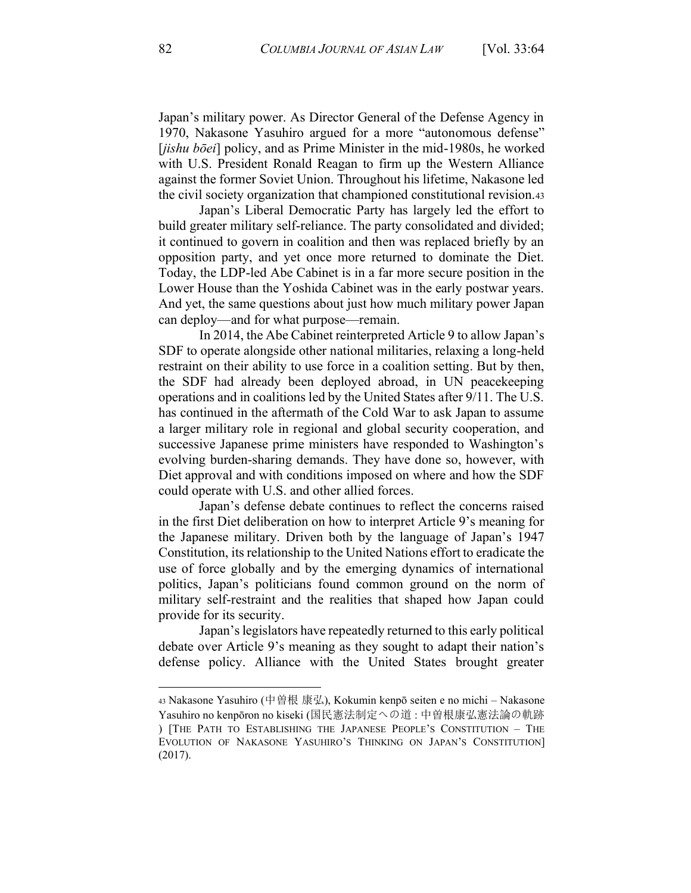Japan's military power. As Director General of the Defense Agency in 1970, Nakasone Yasuhiro argued for a more "autonomous defense" [*jishu bōei*] policy, and as Prime Minister in the mid-1980s, he worked with U.S. President Ronald Reagan to firm up the Western Alliance against the former Soviet Union. Throughout his lifetime, Nakasone led the civil society organization that championed constitutional revision.[43]

Japan's Liberal Democratic Party has largely led the effort to build greater military self-reliance. The party consolidated and divided; it continued to govern in coalition and then was replaced briefly by an opposition party, and yet once more returned to dominate the Diet. Today, the LDP-led Abe Cabinet is in a far more secure position in the Lower House than the Yoshida Cabinet was in the early postwar years. And yet, the same questions about just how much military power Japan can deploy—and for what purpose—remain.

In 2014, the Abe Cabinet reinterpreted Article 9 to allow Japan's SDF to operate alongside other national militaries, relaxing a long-held restraint on their ability to use force in a coalition setting. But by then, the SDF had already been deployed abroad, in UN peacekeeping operations and in coalitions led by the United States after 9/11. The U.S. has continued in the aftermath of the Cold War to ask Japan to assume a larger military role in regional and global security cooperation, and successive Japanese prime ministers have responded to Washington's evolving burden-sharing demands. They have done so, however, with Diet approval and with conditions imposed on where and how the SDF could operate with U.S. and other allied forces.

Japan's defense debate continues to reflect the concerns raised in the first Diet deliberation on how to interpret Article 9's meaning for the Japanese military. Driven both by the language of Japan's 1947 Constitution, its relationship to the United Nations effort to eradicate the use of force globally and by the emerging dynamics of international politics, Japan's politicians found common ground on the norm of military self-restraint and the realities that shaped how Japan could provide for its security.

Japan's legislators have repeatedly returned to this early political debate over Article 9's meaning as they sought to adapt their nation's defense policy. Alliance with the United States brought greater

---

[43] Nakasone Yasuhiro (中曽根 康弘), Kokumin kenpō seiten e no michi – Nakasone Yasuhiro no kenpōron no kiseki (国民憲法制定への道 : 中曽根康弘憲法論の軌跡) [THE PATH TO ESTABLISHING THE JAPANESE PEOPLE'S CONSTITUTION – THE EVOLUTION OF NAKASONE YASUHIRO'S THINKING ON JAPAN'S CONSTITUTION] (2017).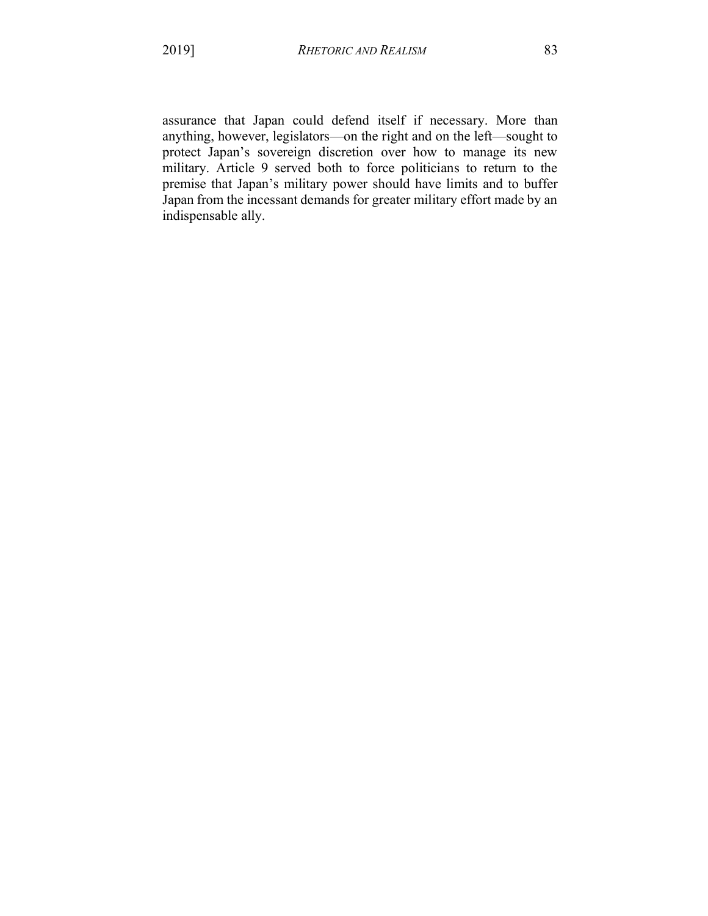assurance that Japan could defend itself if necessary. More than anything, however, legislators—on the right and on the left—sought to protect Japan's sovereign discretion over how to manage its new military. Article 9 served both to force politicians to return to the premise that Japan's military power should have limits and to buffer Japan from the incessant demands for greater military effort made by an indispensable ally.